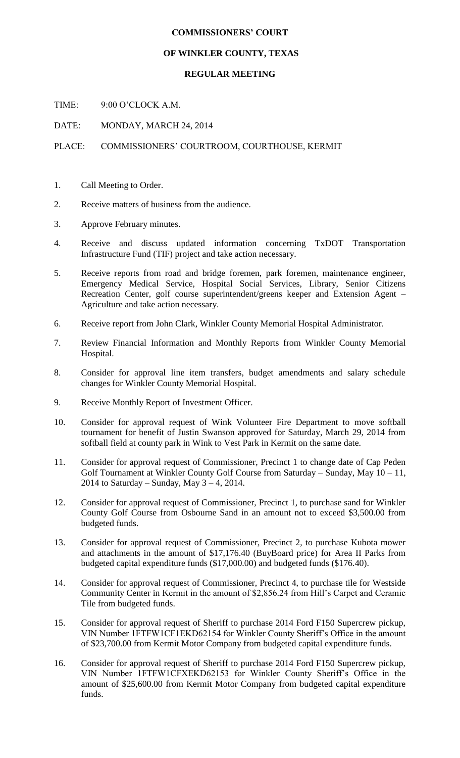**COMMISSIONERS' COURT**

**OF WINKLER COUNTY, TEXAS**

**REGULAR MEETING**

TIME: 9:00 O'CLOCK A.M.

DATE: MONDAY, MARCH 24, 2014

PLACE: COMMISSIONERS' COURTROOM, COURTHOUSE, KERMIT

1. Call Meeting to Order.
2. Receive matters of business from the audience.
3. Approve February minutes.
4. Receive and discuss updated information concerning TxDOT Transportation Infrastructure Fund (TIF) project and take action necessary.
5. Receive reports from road and bridge foremen, park foremen, maintenance engineer, Emergency Medical Service, Hospital Social Services, Library, Senior Citizens Recreation Center, golf course superintendent/greens keeper and Extension Agent – Agriculture and take action necessary.
6. Receive report from John Clark, Winkler County Memorial Hospital Administrator.
7. Review Financial Information and Monthly Reports from Winkler County Memorial Hospital.
8. Consider for approval line item transfers, budget amendments and salary schedule changes for Winkler County Memorial Hospital.
9. Receive Monthly Report of Investment Officer.
10. Consider for approval request of Wink Volunteer Fire Department to move softball tournament for benefit of Justin Swanson approved for Saturday, March 29, 2014 from softball field at county park in Wink to Vest Park in Kermit on the same date.
11. Consider for approval request of Commissioner, Precinct 1 to change date of Cap Peden Golf Tournament at Winkler County Golf Course from Saturday – Sunday, May 10 – 11, 2014 to Saturday – Sunday, May 3 – 4, 2014.
12. Consider for approval request of Commissioner, Precinct 1, to purchase sand for Winkler County Golf Course from Osbourne Sand in an amount not to exceed $3,500.00 from budgeted funds.
13. Consider for approval request of Commissioner, Precinct 2, to purchase Kubota mower and attachments in the amount of $17,176.40 (BuyBoard price) for Area II Parks from budgeted capital expenditure funds ($17,000.00) and budgeted funds ($176.40).
14. Consider for approval request of Commissioner, Precinct 4, to purchase tile for Westside Community Center in Kermit in the amount of $2,856.24 from Hill's Carpet and Ceramic Tile from budgeted funds.
15. Consider for approval request of Sheriff to purchase 2014 Ford F150 Supercrew pickup, VIN Number 1FTFW1CF1EKD62154 for Winkler County Sheriff's Office in the amount of $23,700.00 from Kermit Motor Company from budgeted capital expenditure funds.
16. Consider for approval request of Sheriff to purchase 2014 Ford F150 Supercrew pickup, VIN Number 1FTFW1CFXEKD62153 for Winkler County Sheriff's Office in the amount of $25,600.00 from Kermit Motor Company from budgeted capital expenditure funds.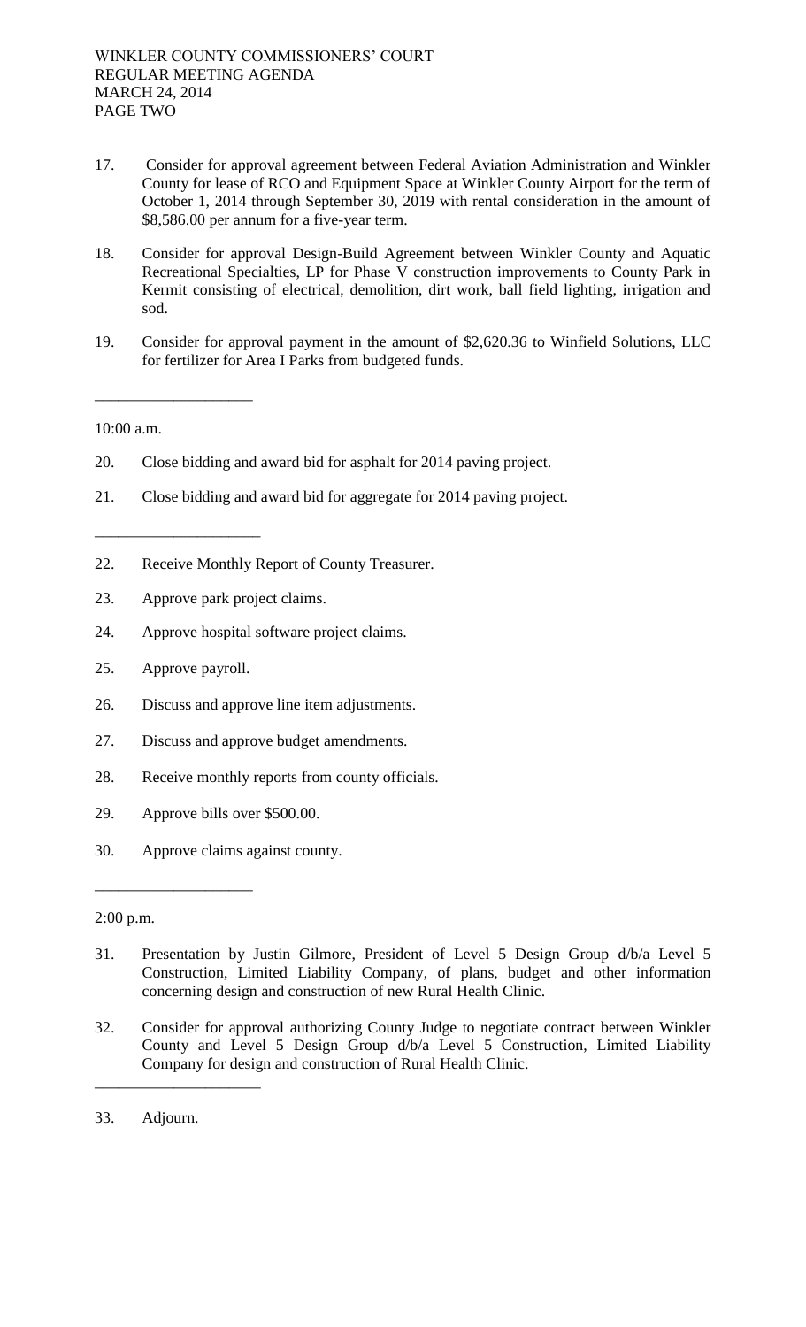17. Consider for approval agreement between Federal Aviation Administration and Winkler County for lease of RCO and Equipment Space at Winkler County Airport for the term of October 1, 2014 through September 30, 2019 with rental consideration in the amount of $8,586.00 per annum for a five-year term.

18. Consider for approval Design-Build Agreement between Winkler County and Aquatic Recreational Specialties, LP for Phase V construction improvements to County Park in Kermit consisting of electrical, demolition, dirt work, ball field lighting, irrigation and sod.

19. Consider for approval payment in the amount of $2,620.36 to Winfield Solutions, LLC for fertilizer for Area I Parks from budgeted funds.

___________________

10:00 a.m.

20. Close bidding and award bid for asphalt for 2014 paving project.

21. Close bidding and award bid for aggregate for 2014 paving project.

___________________

22. Receive Monthly Report of County Treasurer.

23. Approve park project claims.

24. Approve hospital software project claims.

25. Approve payroll.

26. Discuss and approve line item adjustments.

27. Discuss and approve budget amendments.

28. Receive monthly reports from county officials.

29. Approve bills over $500.00.

30. Approve claims against county.

___________________

2:00 p.m.

31. Presentation by Justin Gilmore, President of Level 5 Design Group d/b/a Level 5 Construction, Limited Liability Company, of plans, budget and other information concerning design and construction of new Rural Health Clinic.

32. Consider for approval authorizing County Judge to negotiate contract between Winkler County and Level 5 Design Group d/b/a Level 5 Construction, Limited Liability Company for design and construction of Rural Health Clinic.

___________________

33. Adjourn.